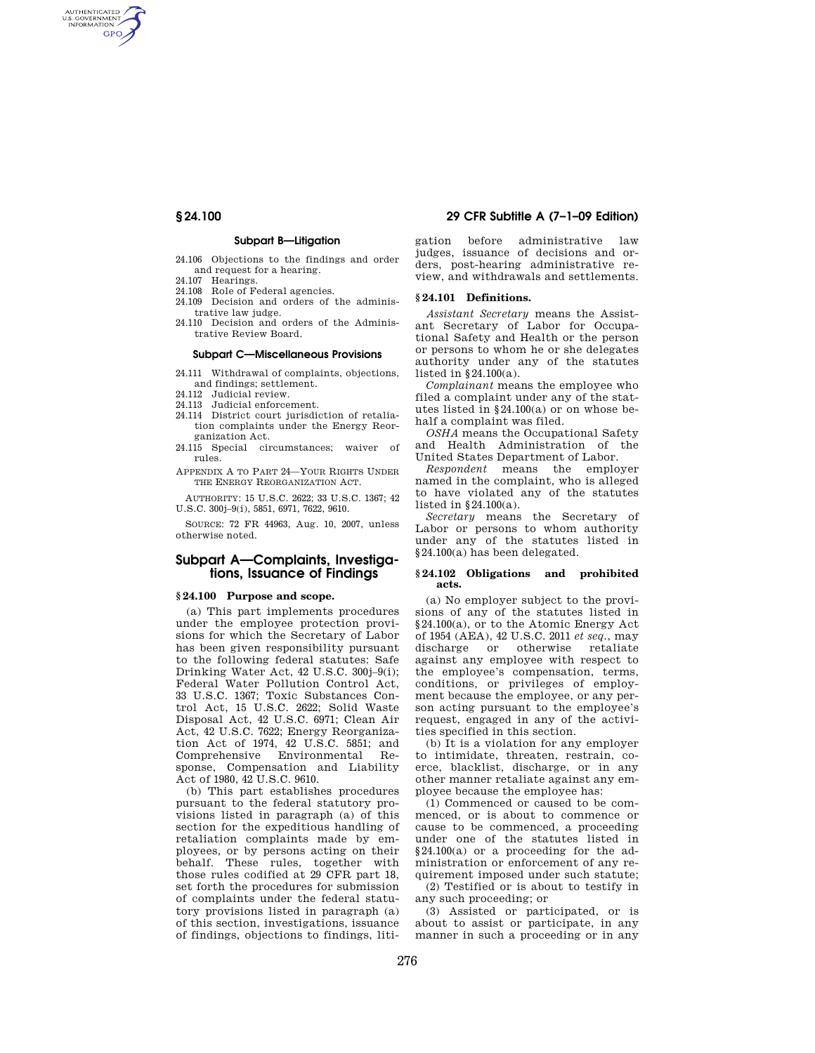### Subpart B—Litigation

24.106 Objections to the findings and order and request for a hearing.
24.107 Hearings.
24.108 Role of Federal agencies.
24.109 Decision and orders of the administrative law judge.
24.110 Decision and orders of the Administrative Review Board.

### Subpart C—Miscellaneous Provisions

24.111 Withdrawal of complaints, objections, and findings; settlement.
24.112 Judicial review.
24.113 Judicial enforcement.
24.114 District court jurisdiction of retaliation complaints under the Energy Reorganization Act.
24.115 Special circumstances; waiver of rules.

APPENDIX A TO PART 24—YOUR RIGHTS UNDER THE ENERGY REORGANIZATION ACT.

AUTHORITY: 15 U.S.C. 2622; 33 U.S.C. 1367; 42 U.S.C. 300j–9(i), 5851, 6971, 7622, 9610.

SOURCE: 72 FR 44963, Aug. 10, 2007, unless otherwise noted.

## Subpart A—Complaints, Investigations, Issuance of Findings

### § 24.100 Purpose and scope.

(a) This part implements procedures under the employee protection provisions for which the Secretary of Labor has been given responsibility pursuant to the following federal statutes: Safe Drinking Water Act, 42 U.S.C. 300j–9(i); Federal Water Pollution Control Act, 33 U.S.C. 1367; Toxic Substances Control Act, 15 U.S.C. 2622; Solid Waste Disposal Act, 42 U.S.C. 6971; Clean Air Act, 42 U.S.C. 7622; Energy Reorganization Act of 1974, 42 U.S.C. 5851; and Comprehensive Environmental Response, Compensation and Liability Act of 1980, 42 U.S.C. 9610.

(b) This part establishes procedures pursuant to the federal statutory provisions listed in paragraph (a) of this section for the expeditious handling of retaliation complaints made by employees, or by persons acting on their behalf. These rules, together with those rules codified at 29 CFR part 18, set forth the procedures for submission of complaints under the federal statutory provisions listed in paragraph (a) of this section, investigations, issuance of findings, objections to findings, litigation before administrative law judges, issuance of decisions and orders, post-hearing administrative review, and withdrawals and settlements.

### § 24.101 Definitions.

*Assistant Secretary* means the Assistant Secretary of Labor for Occupational Safety and Health or the person or persons to whom he or she delegates authority under any of the statutes listed in §24.100(a).

*Complainant* means the employee who filed a complaint under any of the statutes listed in §24.100(a) or on whose behalf a complaint was filed.

*OSHA* means the Occupational Safety and Health Administration of the United States Department of Labor.

*Respondent* means the employer named in the complaint, who is alleged to have violated any of the statutes listed in §24.100(a).

*Secretary* means the Secretary of Labor or persons to whom authority under any of the statutes listed in §24.100(a) has been delegated.

### § 24.102 Obligations and prohibited acts.

(a) No employer subject to the provisions of any of the statutes listed in §24.100(a), or to the Atomic Energy Act of 1954 (AEA), 42 U.S.C. 2011 *et seq.*, may discharge or otherwise retaliate against any employee with respect to the employee's compensation, terms, conditions, or privileges of employment because the employee, or any person acting pursuant to the employee's request, engaged in any of the activities specified in this section.

(b) It is a violation for any employer to intimidate, threaten, restrain, coerce, blacklist, discharge, or in any other manner retaliate against any employee because the employee has:

(1) Commenced or caused to be commenced, or is about to commence or cause to be commenced, a proceeding under one of the statutes listed in §24.100(a) or a proceeding for the administration or enforcement of any requirement imposed under such statute;

(2) Testified or is about to testify in any such proceeding; or

(3) Assisted or participated, or is about to assist or participate, in any manner in such a proceeding or in any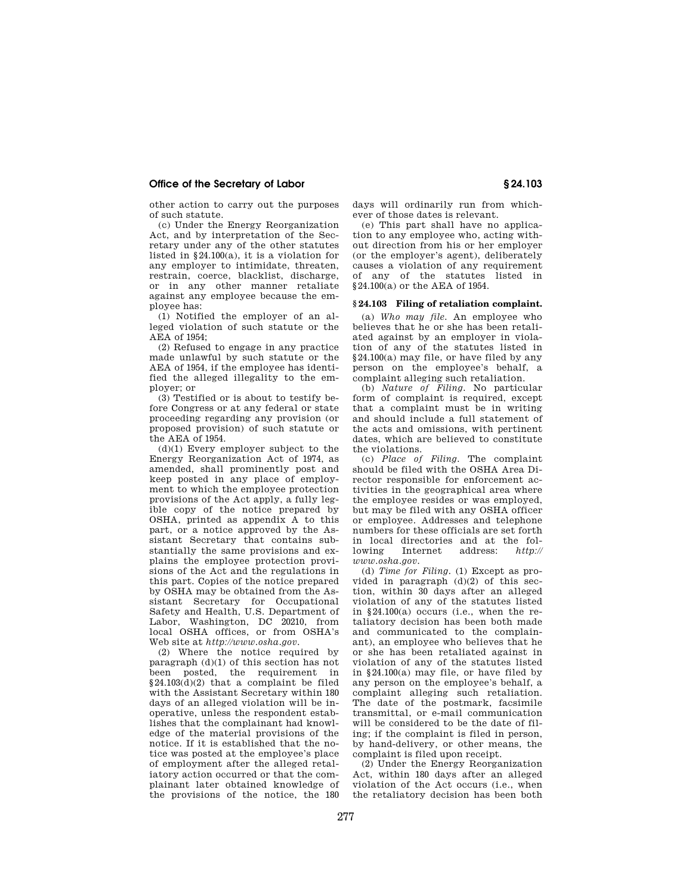other action to carry out the purposes of such statute.

(c) Under the Energy Reorganization Act, and by interpretation of the Secretary under any of the other statutes listed in §24.100(a), it is a violation for any employer to intimidate, threaten, restrain, coerce, blacklist, discharge, or in any other manner retaliate against any employee because the employee has:

(1) Notified the employer of an alleged violation of such statute or the AEA of 1954;

(2) Refused to engage in any practice made unlawful by such statute or the AEA of 1954, if the employee has identified the alleged illegality to the employer; or

(3) Testified or is about to testify before Congress or at any federal or state proceeding regarding any provision (or proposed provision) of such statute or the AEA of 1954.

(d)(1) Every employer subject to the Energy Reorganization Act of 1974, as amended, shall prominently post and keep posted in any place of employment to which the employee protection provisions of the Act apply, a fully legible copy of the notice prepared by OSHA, printed as appendix A to this part, or a notice approved by the Assistant Secretary that contains substantially the same provisions and explains the employee protection provisions of the Act and the regulations in this part. Copies of the notice prepared by OSHA may be obtained from the Assistant Secretary for Occupational Safety and Health, U.S. Department of Labor, Washington, DC 20210, from local OSHA offices, or from OSHA's Web site at *http://www.osha.gov*.

(2) Where the notice required by paragraph (d)(1) of this section has not been posted, the requirement in §24.103(d)(2) that a complaint be filed with the Assistant Secretary within 180 days of an alleged violation will be inoperative, unless the respondent establishes that the complainant had knowledge of the material provisions of the notice. If it is established that the notice was posted at the employee's place of employment after the alleged retaliatory action occurred or that the complainant later obtained knowledge of the provisions of the notice, the 180 days will ordinarily run from whichever of those dates is relevant.

(e) This part shall have no application to any employee who, acting without direction from his or her employer (or the employer's agent), deliberately causes a violation of any requirement of any of the statutes listed in §24.100(a) or the AEA of 1954.

## §24.103 Filing of retaliation complaint.

(a) *Who may file.* An employee who believes that he or she has been retaliated against by an employer in violation of any of the statutes listed in §24.100(a) may file, or have filed by any person on the employee's behalf, a complaint alleging such retaliation.

(b) *Nature of Filing.* No particular form of complaint is required, except that a complaint must be in writing and should include a full statement of the acts and omissions, with pertinent dates, which are believed to constitute the violations.

(c) *Place of Filing.* The complaint should be filed with the OSHA Area Director responsible for enforcement activities in the geographical area where the employee resides or was employed, but may be filed with any OSHA officer or employee. Addresses and telephone numbers for these officials are set forth in local directories and at the following Internet address: *http://www.osha.gov*.

(d) *Time for Filing.* (1) Except as provided in paragraph (d)(2) of this section, within 30 days after an alleged violation of any of the statutes listed in §24.100(a) occurs (i.e., when the retaliatory decision has been both made and communicated to the complainant), an employee who believes that he or she has been retaliated against in violation of any of the statutes listed in §24.100(a) may file, or have filed by any person on the employee's behalf, a complaint alleging such retaliation. The date of the postmark, facsimile transmittal, or e-mail communication will be considered to be the date of filing; if the complaint is filed in person, by hand-delivery, or other means, the complaint is filed upon receipt.

(2) Under the Energy Reorganization Act, within 180 days after an alleged violation of the Act occurs (i.e., when the retaliatory decision has been both